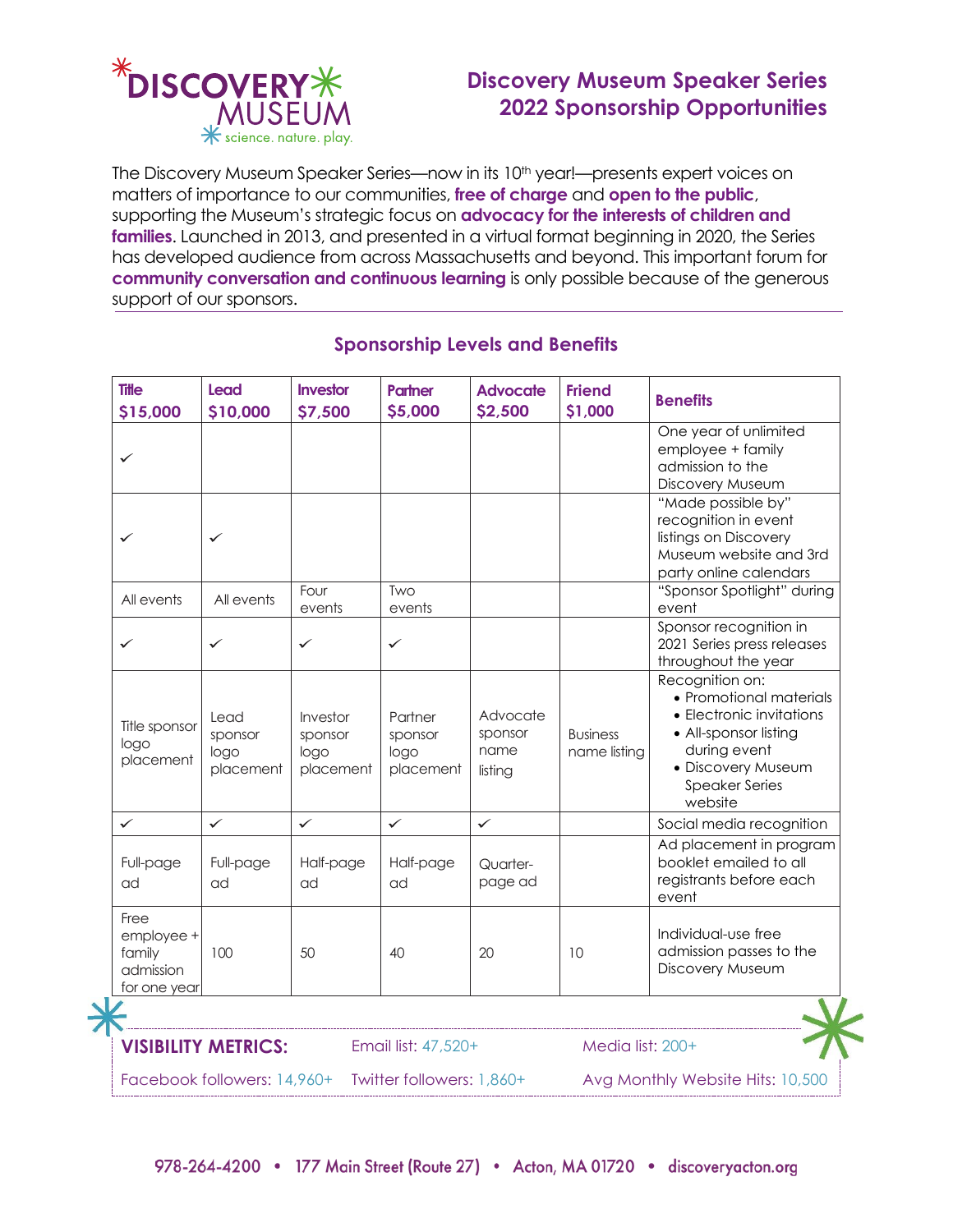# Discovery Museum Speaker Series 2022 Sponsorship Opportunities

The Discovery Museum Speaker Series—now in its 10th year!—presents expert voices on matters of importance to our communities, **free of charge** and **open to the public**, supporting the Museum's strategic focus on **advocacy for the interests of children and families**. Launched in 2013, and presented in a virtual format beginning in 2020, the Series has developed audience from across Massachusetts and beyond. This important forum for **community conversation and continuous learning** is only possible because of the generous support of our sponsors.

## Sponsorship Levels and Benefits

| Title $15,000 | Lead $10,000 | Investor $7,500 | Partner $5,000 | Advocate $2,500 | Friend $1,000 | Benefits |
|---|---|---|---|---|---|---|
| ✓ | | | | | | One year of unlimited employee + family admission to the Discovery Museum |
| ✓ | ✓ | | | | | "Made possible by" recognition in event listings on Discovery Museum website and 3rd party online calendars |
| All events | All events | Four events | Two events | | | "Sponsor Spotlight" during event |
| ✓ | ✓ | ✓ | ✓ | | | Sponsor recognition in 2021 Series press releases throughout the year |
| Title sponsor logo placement | Lead sponsor logo placement | Investor sponsor logo placement | Partner sponsor logo placement | Advocate sponsor name listing | Business name listing | Recognition on: • Promotional materials • Electronic invitations • All-sponsor listing during event • Discovery Museum Speaker Series website |
| ✓ | ✓ | ✓ | ✓ | ✓ | | Social media recognition |
| Full-page ad | Full-page ad | Half-page ad | Half-page ad | Quarter-page ad | | Ad placement in program booklet emailed to all registrants before each event |
| Free employee + family admission for one year | 100 | 50 | 40 | 20 | 10 | Individual-use free admission passes to the Discovery Museum |

**VISIBILITY METRICS:**

Email list: 47,520+

Media list: 200+

Facebook followers: 14,960+

Twitter followers: 1,860+

Avg Monthly Website Hits: 10,500

978-264-4200 • 177 Main Street (Route 27) • Acton, MA 01720 • discoveryacton.org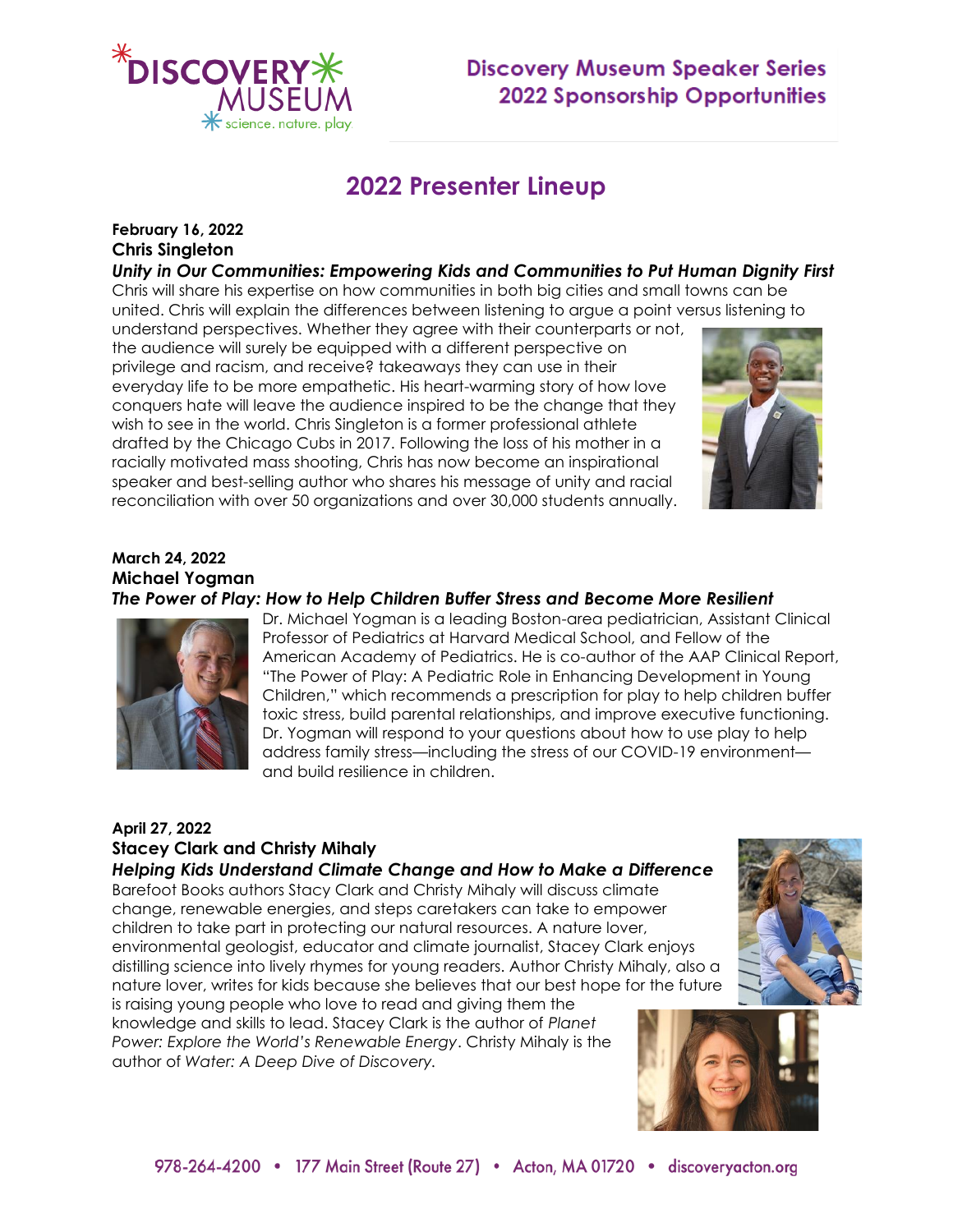# Discovery Museum Speaker Series 2022 Sponsorship Opportunities

## 2022 Presenter Lineup

**February 16, 2022**
**Chris Singleton**
***Unity in Our Communities: Empowering Kids and Communities to Put Human Dignity First***

Chris will share his expertise on how communities in both big cities and small towns can be united. Chris will explain the differences between listening to argue a point versus listening to understand perspectives. Whether they agree with their counterparts or not, the audience will surely be equipped with a different perspective on privilege and racism, and receive? takeaways they can use in their everyday life to be more empathetic. His heart-warming story of how love conquers hate will leave the audience inspired to be the change that they wish to see in the world. Chris Singleton is a former professional athlete drafted by the Chicago Cubs in 2017. Following the loss of his mother in a racially motivated mass shooting, Chris has now become an inspirational speaker and best-selling author who shares his message of unity and racial reconciliation with over 50 organizations and over 30,000 students annually.

**March 24, 2022**
**Michael Yogman**
***The Power of Play: How to Help Children Buffer Stress and Become More Resilient***

Dr. Michael Yogman is a leading Boston-area pediatrician, Assistant Clinical Professor of Pediatrics at Harvard Medical School, and Fellow of the American Academy of Pediatrics. He is co-author of the AAP Clinical Report, "The Power of Play: A Pediatric Role in Enhancing Development in Young Children," which recommends a prescription for play to help children buffer toxic stress, build parental relationships, and improve executive functioning. Dr. Yogman will respond to your questions about how to use play to help address family stress—including the stress of our COVID-19 environment—and build resilience in children.

**April 27, 2022**
**Stacey Clark and Christy Mihaly**
***Helping Kids Understand Climate Change and How to Make a Difference***

Barefoot Books authors Stacy Clark and Christy Mihaly will discuss climate change, renewable energies, and steps caretakers can take to empower children to take part in protecting our natural resources. A nature lover, environmental geologist, educator and climate journalist, Stacey Clark enjoys distilling science into lively rhymes for young readers. Author Christy Mihaly, also a nature lover, writes for kids because she believes that our best hope for the future is raising young people who love to read and giving them the knowledge and skills to lead. Stacey Clark is the author of *Planet Power: Explore the World's Renewable Energy*. Christy Mihaly is the author of *Water: A Deep Dive of Discovery*.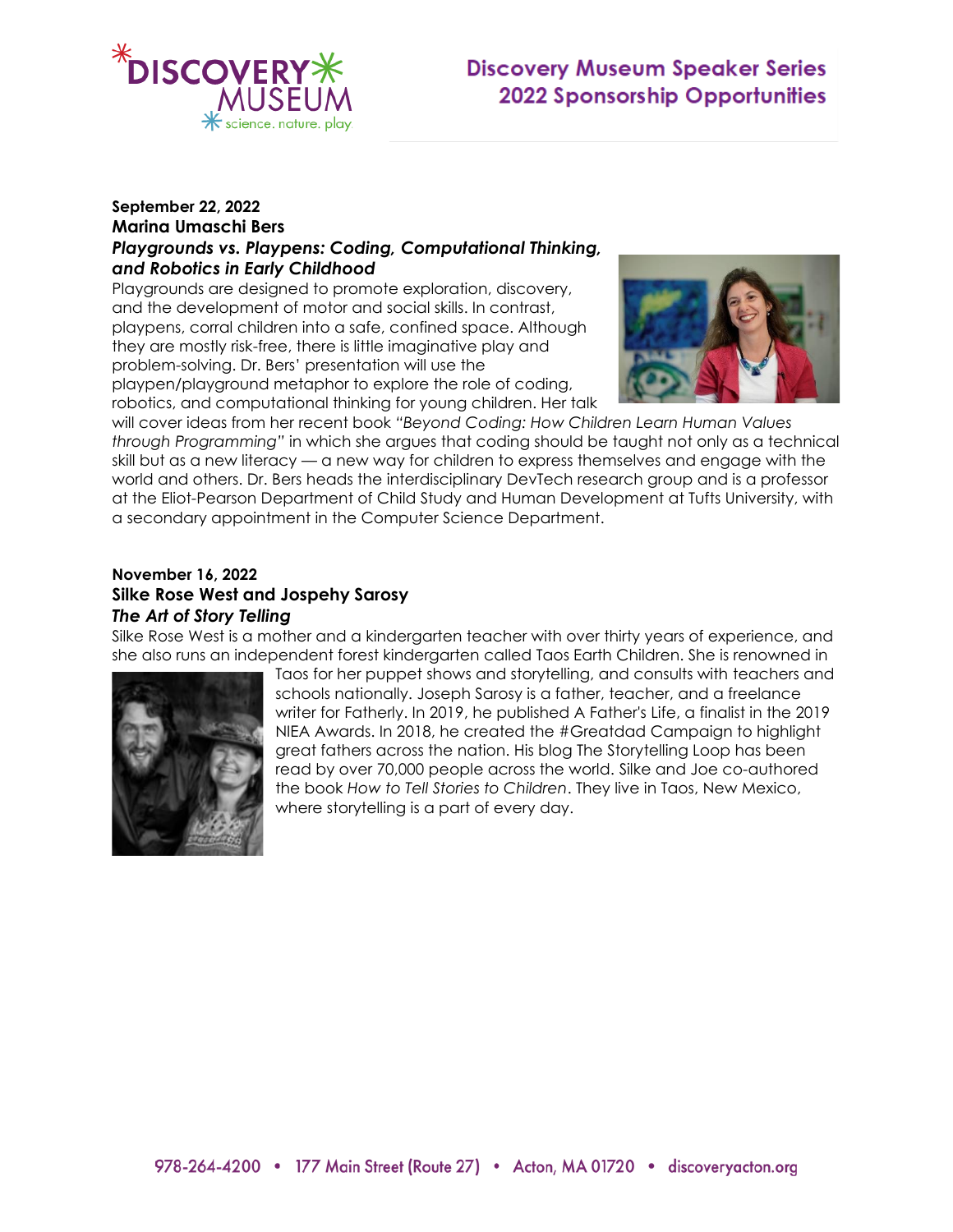# Discovery Museum Speaker Series 2022 Sponsorship Opportunities

**September 22, 2022**
**Marina Umaschi Bers**
***Playgrounds vs. Playpens: Coding, Computational Thinking, and Robotics in Early Childhood***

Playgrounds are designed to promote exploration, discovery, and the development of motor and social skills. In contrast, playpens, corral children into a safe, confined space. Although they are mostly risk-free, there is little imaginative play and problem-solving. Dr. Bers' presentation will use the playpen/playground metaphor to explore the role of coding, robotics, and computational thinking for young children. Her talk will cover ideas from her recent book *"Beyond Coding: How Children Learn Human Values through Programming"* in which she argues that coding should be taught not only as a technical skill but as a new literacy — a new way for children to express themselves and engage with the world and others. Dr. Bers heads the interdisciplinary DevTech research group and is a professor at the Eliot-Pearson Department of Child Study and Human Development at Tufts University, with a secondary appointment in the Computer Science Department.

**November 16, 2022**
**Silke Rose West and Jospehy Sarosy**
***The Art of Story Telling***

Silke Rose West is a mother and a kindergarten teacher with over thirty years of experience, and she also runs an independent forest kindergarten called Taos Earth Children. She is renowned in Taos for her puppet shows and storytelling, and consults with teachers and schools nationally. Joseph Sarosy is a father, teacher, and a freelance writer for Fatherly. In 2019, he published A Father's Life, a finalist in the 2019 NIEA Awards. In 2018, he created the #Greatdad Campaign to highlight great fathers across the nation. His blog The Storytelling Loop has been read by over 70,000 people across the world. Silke and Joe co-authored the book *How to Tell Stories to Children*. They live in Taos, New Mexico, where storytelling is a part of every day.